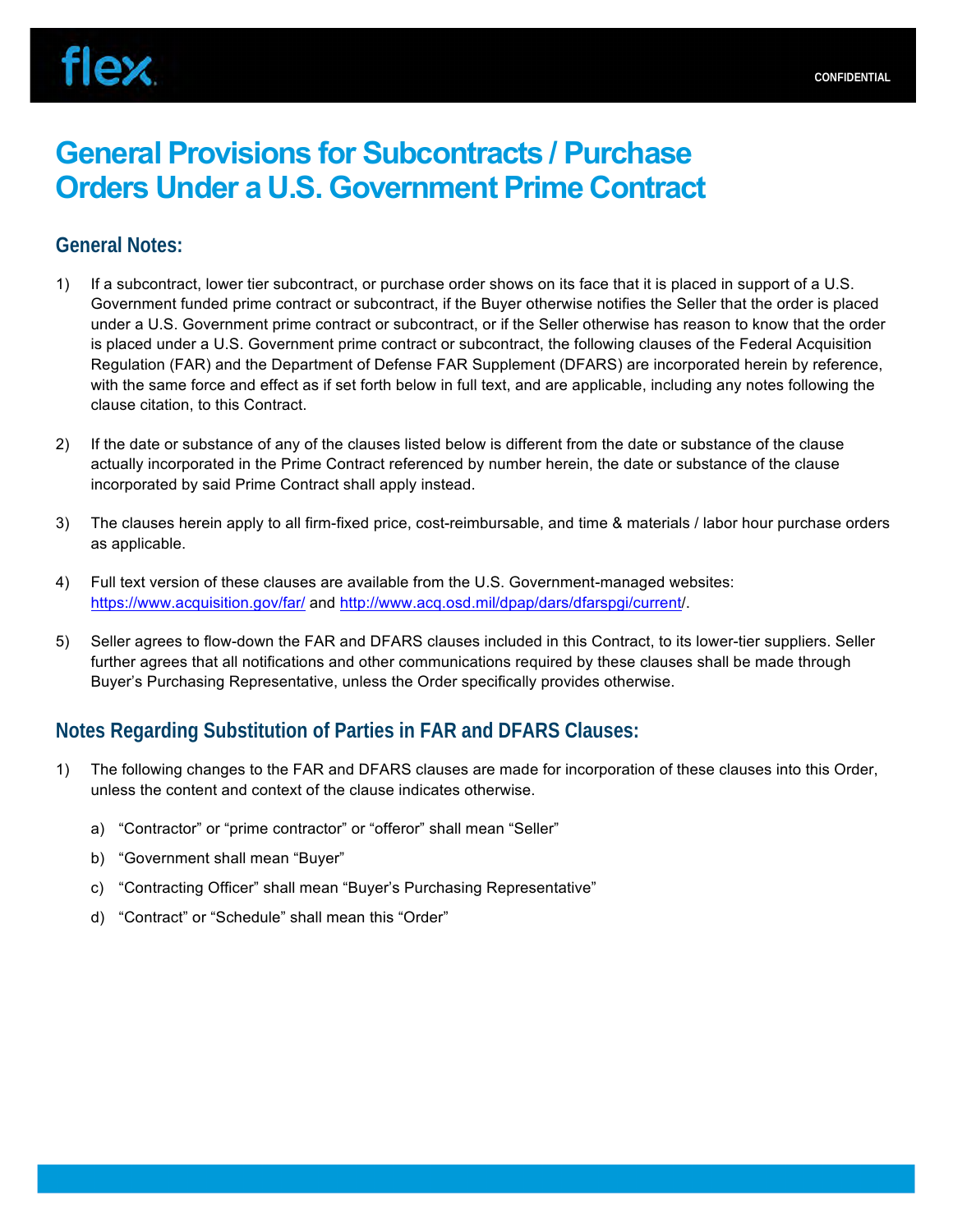# General Provisions for Subcontracts / Purchase Orders Under a U.S. Government Prime Contract

## General Notes:

1) If a subcontract, lower tier subcontract, or purchase order shows on its face that it is placed in support of a U.S. Government funded prime contract or subcontract, if the Buyer otherwise notifies the Seller that the order is placed under a U.S. Government prime contract or subcontract, or if the Seller otherwise has reason to know that the order is placed under a U.S. Government prime contract or subcontract, the following clauses of the Federal Acquisition Regulation (FAR) and the Department of Defense FAR Supplement (DFARS) are incorporated herein by reference, with the same force and effect as if set forth below in full text, and are applicable, including any notes following the clause citation, to this Contract.

2) If the date or substance of any of the clauses listed below is different from the date or substance of the clause actually incorporated in the Prime Contract referenced by number herein, the date or substance of the clause incorporated by said Prime Contract shall apply instead.

3) The clauses herein apply to all firm-fixed price, cost-reimbursable, and time & materials / labor hour purchase orders as applicable.

4) Full text version of these clauses are available from the U.S. Government-managed websites: https://www.acquisition.gov/far/ and http://www.acq.osd.mil/dpap/dars/dfarspgi/current/.

5) Seller agrees to flow-down the FAR and DFARS clauses included in this Contract, to its lower-tier suppliers. Seller further agrees that all notifications and other communications required by these clauses shall be made through Buyer's Purchasing Representative, unless the Order specifically provides otherwise.

## Notes Regarding Substitution of Parties in FAR and DFARS Clauses:

1) The following changes to the FAR and DFARS clauses are made for incorporation of these clauses into this Order, unless the content and context of the clause indicates otherwise.

   a) "Contractor" or "prime contractor" or "offeror" shall mean "Seller"

   b) "Government shall mean "Buyer"

   c) "Contracting Officer" shall mean "Buyer's Purchasing Representative"

   d) "Contract" or "Schedule" shall mean this "Order"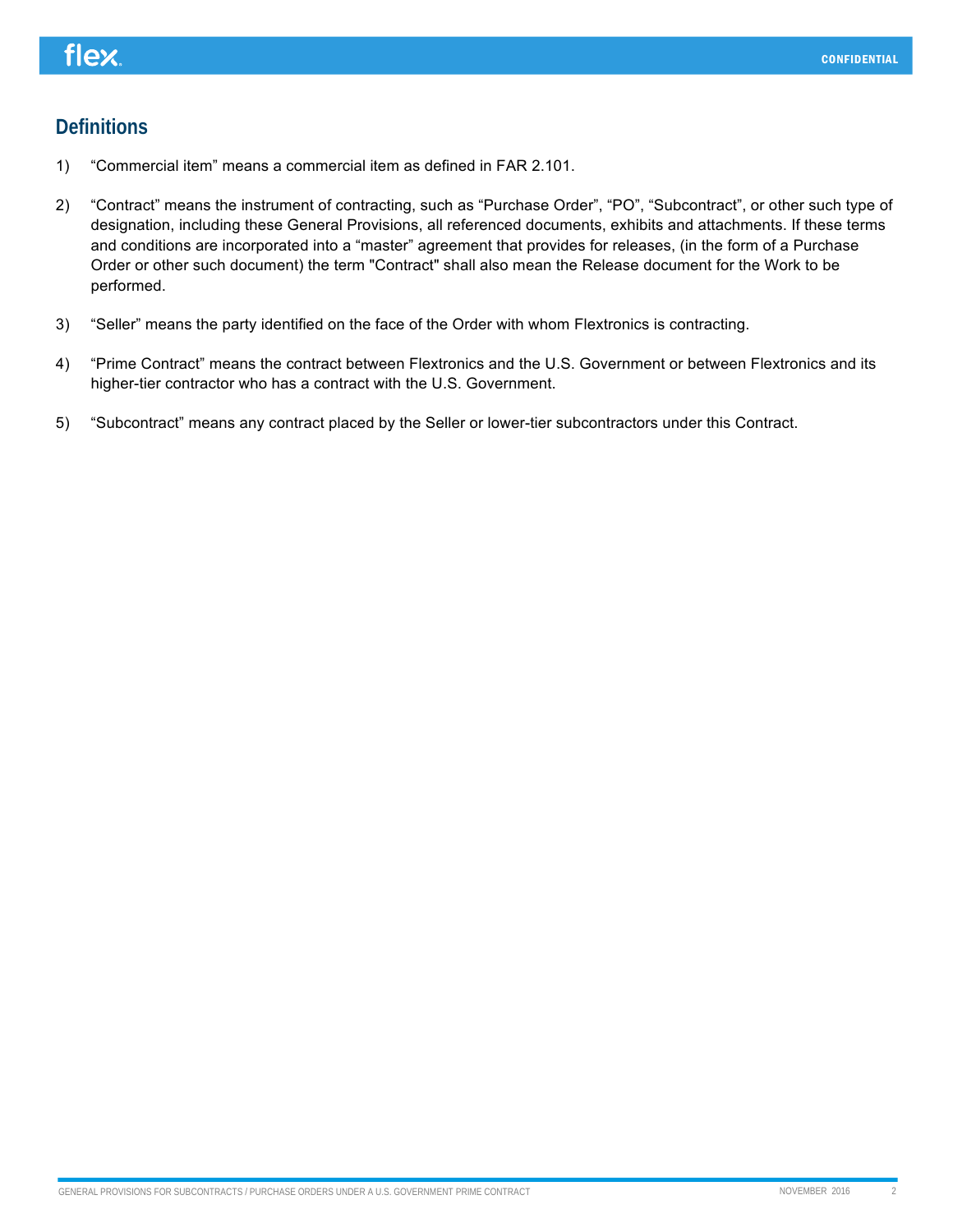## Definitions

1) “Commercial item” means a commercial item as defined in FAR 2.101.

2) “Contract” means the instrument of contracting, such as “Purchase Order”, “PO”, “Subcontract”, or other such type of designation, including these General Provisions, all referenced documents, exhibits and attachments. If these terms and conditions are incorporated into a “master” agreement that provides for releases, (in the form of a Purchase Order or other such document) the term "Contract" shall also mean the Release document for the Work to be performed.

3) “Seller” means the party identified on the face of the Order with whom Flextronics is contracting.

4) “Prime Contract” means the contract between Flextronics and the U.S. Government or between Flextronics and its higher-tier contractor who has a contract with the U.S. Government.

5) “Subcontract” means any contract placed by the Seller or lower-tier subcontractors under this Contract.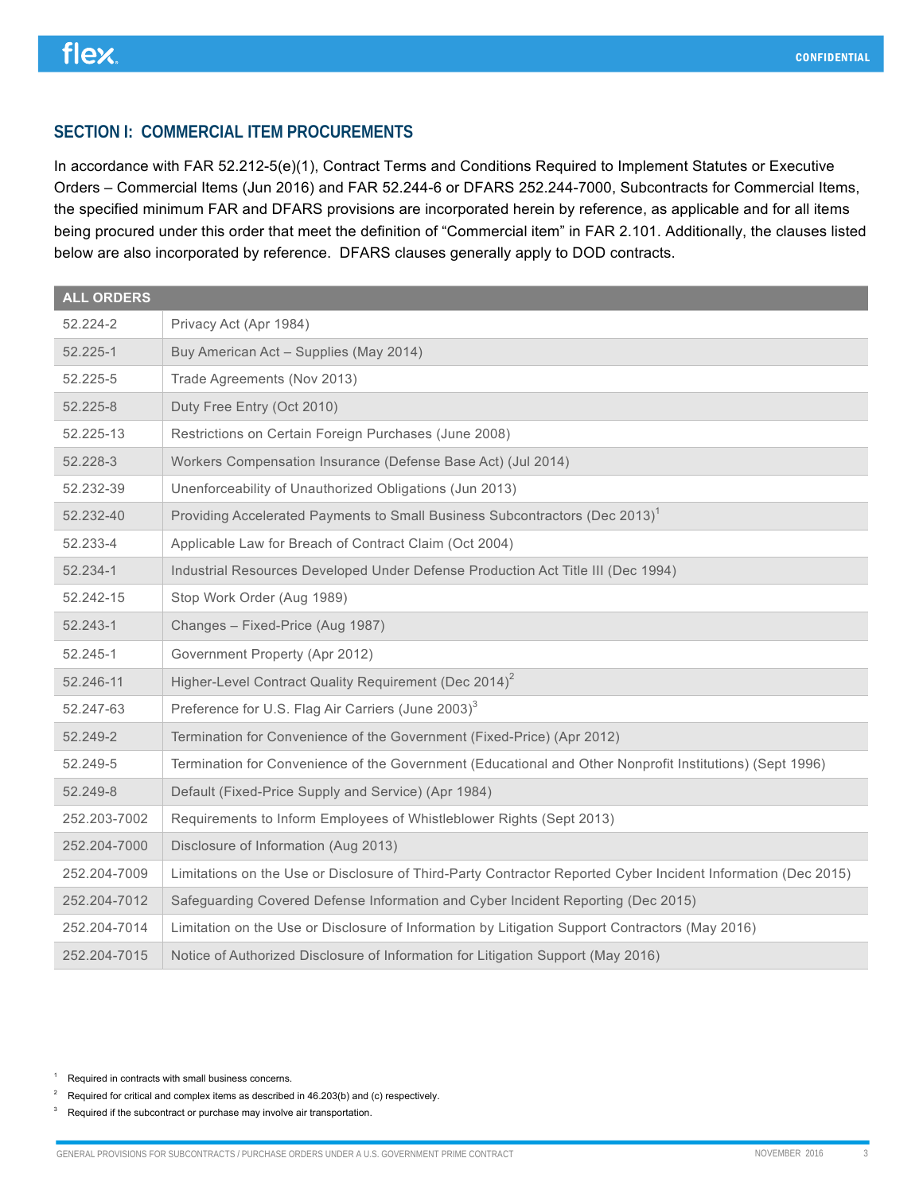## SECTION I: COMMERCIAL ITEM PROCUREMENTS

In accordance with FAR 52.212-5(e)(1), Contract Terms and Conditions Required to Implement Statutes or Executive Orders – Commercial Items (Jun 2016) and FAR 52.244-6 or DFARS 252.244-7000, Subcontracts for Commercial Items, the specified minimum FAR and DFARS provisions are incorporated herein by reference, as applicable and for all items being procured under this order that meet the definition of "Commercial item" in FAR 2.101. Additionally, the clauses listed below are also incorporated by reference. DFARS clauses generally apply to DOD contracts.

| ALL ORDERS | |
|---|---|
| 52.224-2 | Privacy Act (Apr 1984) |
| 52.225-1 | Buy American Act – Supplies (May 2014) |
| 52.225-5 | Trade Agreements (Nov 2013) |
| 52.225-8 | Duty Free Entry (Oct 2010) |
| 52.225-13 | Restrictions on Certain Foreign Purchases (June 2008) |
| 52.228-3 | Workers Compensation Insurance (Defense Base Act) (Jul 2014) |
| 52.232-39 | Unenforceability of Unauthorized Obligations (Jun 2013) |
| 52.232-40 | Providing Accelerated Payments to Small Business Subcontractors (Dec 2013)[1] |
| 52.233-4 | Applicable Law for Breach of Contract Claim (Oct 2004) |
| 52.234-1 | Industrial Resources Developed Under Defense Production Act Title III (Dec 1994) |
| 52.242-15 | Stop Work Order (Aug 1989) |
| 52.243-1 | Changes – Fixed-Price (Aug 1987) |
| 52.245-1 | Government Property (Apr 2012) |
| 52.246-11 | Higher-Level Contract Quality Requirement (Dec 2014)[2] |
| 52.247-63 | Preference for U.S. Flag Air Carriers (June 2003)[3] |
| 52.249-2 | Termination for Convenience of the Government (Fixed-Price) (Apr 2012) |
| 52.249-5 | Termination for Convenience of the Government (Educational and Other Nonprofit Institutions) (Sept 1996) |
| 52.249-8 | Default (Fixed-Price Supply and Service) (Apr 1984) |
| 252.203-7002 | Requirements to Inform Employees of Whistleblower Rights (Sept 2013) |
| 252.204-7000 | Disclosure of Information (Aug 2013) |
| 252.204-7009 | Limitations on the Use or Disclosure of Third-Party Contractor Reported Cyber Incident Information (Dec 2015) |
| 252.204-7012 | Safeguarding Covered Defense Information and Cyber Incident Reporting (Dec 2015) |
| 252.204-7014 | Limitation on the Use or Disclosure of Information by Litigation Support Contractors (May 2016) |
| 252.204-7015 | Notice of Authorized Disclosure of Information for Litigation Support (May 2016) |

[1] Required in contracts with small business concerns.

[2] Required for critical and complex items as described in 46.203(b) and (c) respectively.

[3] Required if the subcontract or purchase may involve air transportation.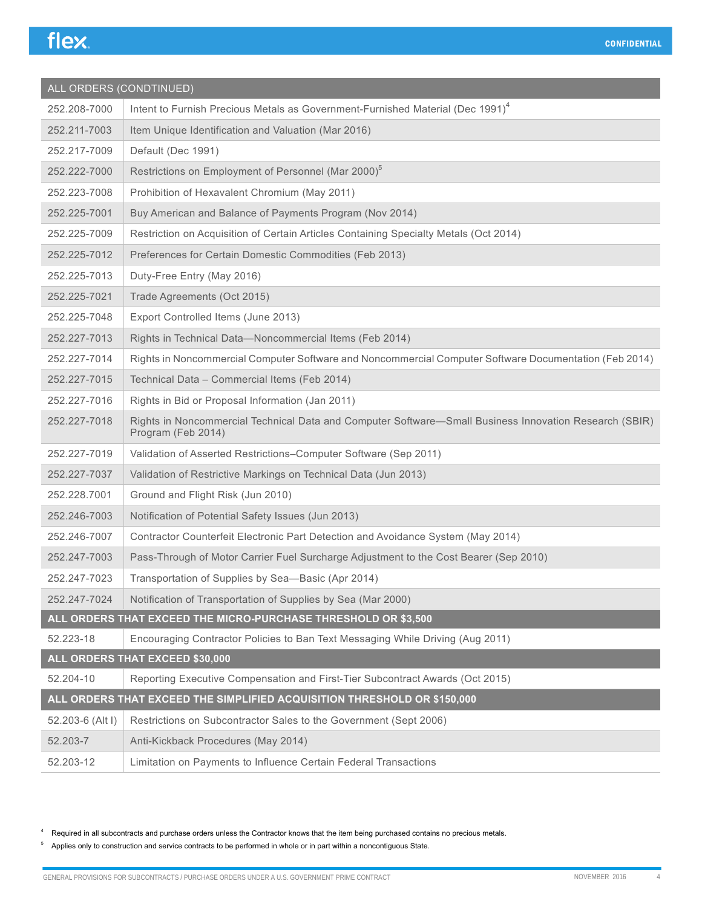| ALL ORDERS (CONDTINUED) | |
|---|---|
| 252.208-7000 | Intent to Furnish Precious Metals as Government-Furnished Material (Dec 1991)[4] |
| 252.211-7003 | Item Unique Identification and Valuation (Mar 2016) |
| 252.217-7009 | Default (Dec 1991) |
| 252.222-7000 | Restrictions on Employment of Personnel (Mar 2000)[5] |
| 252.223-7008 | Prohibition of Hexavalent Chromium (May 2011) |
| 252.225-7001 | Buy American and Balance of Payments Program (Nov 2014) |
| 252.225-7009 | Restriction on Acquisition of Certain Articles Containing Specialty Metals (Oct 2014) |
| 252.225-7012 | Preferences for Certain Domestic Commodities (Feb 2013) |
| 252.225-7013 | Duty-Free Entry (May 2016) |
| 252.225-7021 | Trade Agreements (Oct 2015) |
| 252.225-7048 | Export Controlled Items (June 2013) |
| 252.227-7013 | Rights in Technical Data—Noncommercial Items (Feb 2014) |
| 252.227-7014 | Rights in Noncommercial Computer Software and Noncommercial Computer Software Documentation (Feb 2014) |
| 252.227-7015 | Technical Data – Commercial Items (Feb 2014) |
| 252.227-7016 | Rights in Bid or Proposal Information (Jan 2011) |
| 252.227-7018 | Rights in Noncommercial Technical Data and Computer Software—Small Business Innovation Research (SBIR) Program (Feb 2014) |
| 252.227-7019 | Validation of Asserted Restrictions–Computer Software (Sep 2011) |
| 252.227-7037 | Validation of Restrictive Markings on Technical Data (Jun 2013) |
| 252.228.7001 | Ground and Flight Risk (Jun 2010) |
| 252.246-7003 | Notification of Potential Safety Issues (Jun 2013) |
| 252.246-7007 | Contractor Counterfeit Electronic Part Detection and Avoidance System (May 2014) |
| 252.247-7003 | Pass-Through of Motor Carrier Fuel Surcharge Adjustment to the Cost Bearer (Sep 2010) |
| 252.247-7023 | Transportation of Supplies by Sea—Basic (Apr 2014) |
| 252.247-7024 | Notification of Transportation of Supplies by Sea (Mar 2000) |
| **ALL ORDERS THAT EXCEED THE MICRO-PURCHASE THRESHOLD OR $3,500** | |
| 52.223-18 | Encouraging Contractor Policies to Ban Text Messaging While Driving (Aug 2011) |
| **ALL ORDERS THAT EXCEED $30,000** | |
| 52.204-10 | Reporting Executive Compensation and First-Tier Subcontract Awards (Oct 2015) |
| **ALL ORDERS THAT EXCEED THE SIMPLIFIED ACQUISITION THRESHOLD OR $150,000** | |
| 52.203-6 (Alt I) | Restrictions on Subcontractor Sales to the Government (Sept 2006) |
| 52.203-7 | Anti-Kickback Procedures (May 2014) |
| 52.203-12 | Limitation on Payments to Influence Certain Federal Transactions |

[4] Required in all subcontracts and purchase orders unless the Contractor knows that the item being purchased contains no precious metals.

[5] Applies only to construction and service contracts to be performed in whole or in part within a noncontiguous State.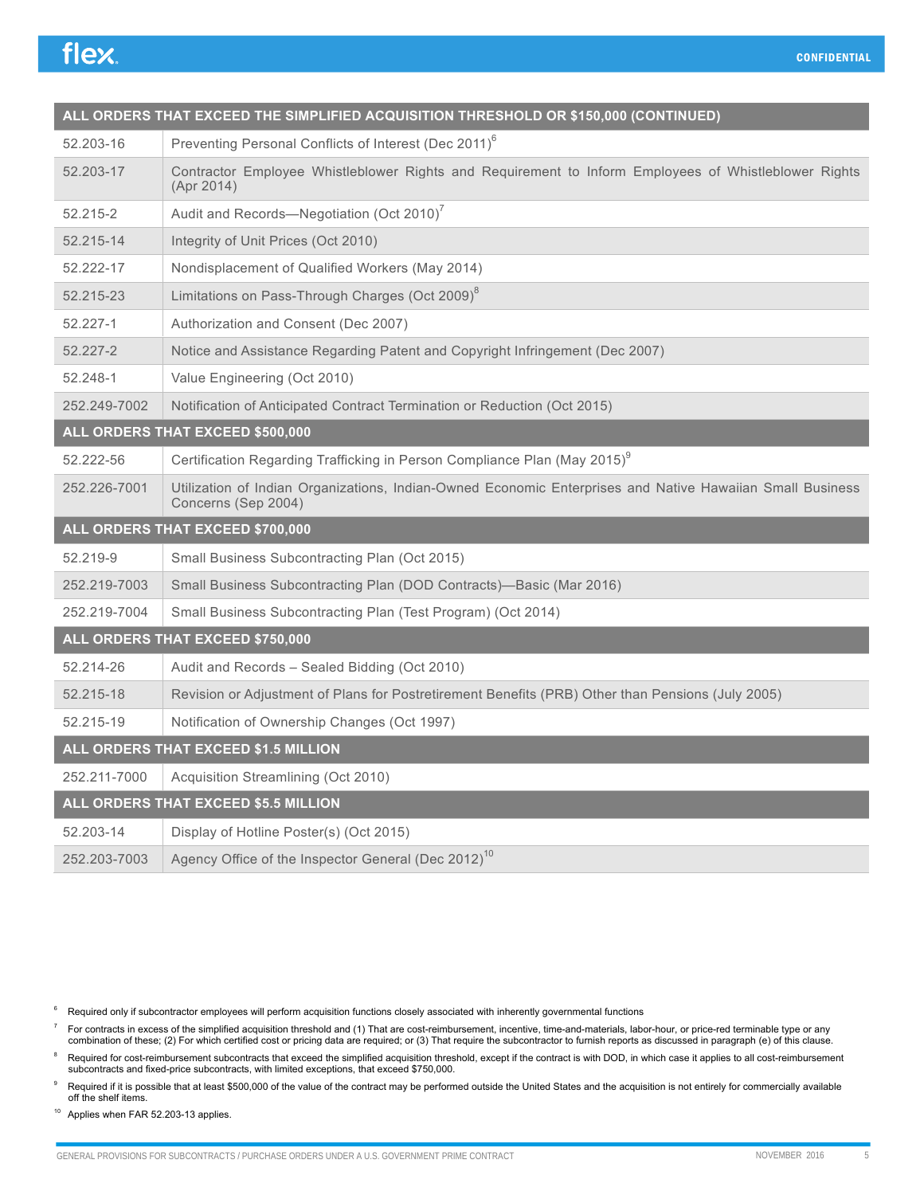| ALL ORDERS THAT EXCEED THE SIMPLIFIED ACQUISITION THRESHOLD OR $150,000 (CONTINUED) | |
|---|---|
| 52.203-16 | Preventing Personal Conflicts of Interest (Dec 2011)[6] |
| 52.203-17 | Contractor Employee Whistleblower Rights and Requirement to Inform Employees of Whistleblower Rights (Apr 2014) |
| 52.215-2 | Audit and Records—Negotiation (Oct 2010)[7] |
| 52.215-14 | Integrity of Unit Prices (Oct 2010) |
| 52.222-17 | Nondisplacement of Qualified Workers (May 2014) |
| 52.215-23 | Limitations on Pass-Through Charges (Oct 2009)[8] |
| 52.227-1 | Authorization and Consent (Dec 2007) |
| 52.227-2 | Notice and Assistance Regarding Patent and Copyright Infringement (Dec 2007) |
| 52.248-1 | Value Engineering (Oct 2010) |
| 252.249-7002 | Notification of Anticipated Contract Termination or Reduction (Oct 2015) |
| **ALL ORDERS THAT EXCEED $500,000** | |
| 52.222-56 | Certification Regarding Trafficking in Person Compliance Plan (May 2015)[9] |
| 252.226-7001 | Utilization of Indian Organizations, Indian-Owned Economic Enterprises and Native Hawaiian Small Business Concerns (Sep 2004) |
| **ALL ORDERS THAT EXCEED $700,000** | |
| 52.219-9 | Small Business Subcontracting Plan (Oct 2015) |
| 252.219-7003 | Small Business Subcontracting Plan (DOD Contracts)—Basic (Mar 2016) |
| 252.219-7004 | Small Business Subcontracting Plan (Test Program) (Oct 2014) |
| **ALL ORDERS THAT EXCEED $750,000** | |
| 52.214-26 | Audit and Records – Sealed Bidding (Oct 2010) |
| 52.215-18 | Revision or Adjustment of Plans for Postretirement Benefits (PRB) Other than Pensions (July 2005) |
| 52.215-19 | Notification of Ownership Changes (Oct 1997) |
| **ALL ORDERS THAT EXCEED $1.5 MILLION** | |
| 252.211-7000 | Acquisition Streamlining (Oct 2010) |
| **ALL ORDERS THAT EXCEED $5.5 MILLION** | |
| 52.203-14 | Display of Hotline Poster(s) (Oct 2015) |
| 252.203-7003 | Agency Office of the Inspector General (Dec 2012)[10] |

[6] Required only if subcontractor employees will perform acquisition functions closely associated with inherently governmental functions

[7] For contracts in excess of the simplified acquisition threshold and (1) That are cost-reimbursement, incentive, time-and-materials, labor-hour, or price-red terminable type or any combination of these; (2) For which certified cost or pricing data are required; or (3) That require the subcontractor to furnish reports as discussed in paragraph (e) of this clause.

[8] Required for cost-reimbursement subcontracts that exceed the simplified acquisition threshold, except if the contract is with DOD, in which case it applies to all cost-reimbursement subcontracts and fixed-price subcontracts, with limited exceptions, that exceed $750,000.

[9] Required if it is possible that at least $500,000 of the value of the contract may be performed outside the United States and the acquisition is not entirely for commercially available off the shelf items.

[10] Applies when FAR 52.203-13 applies.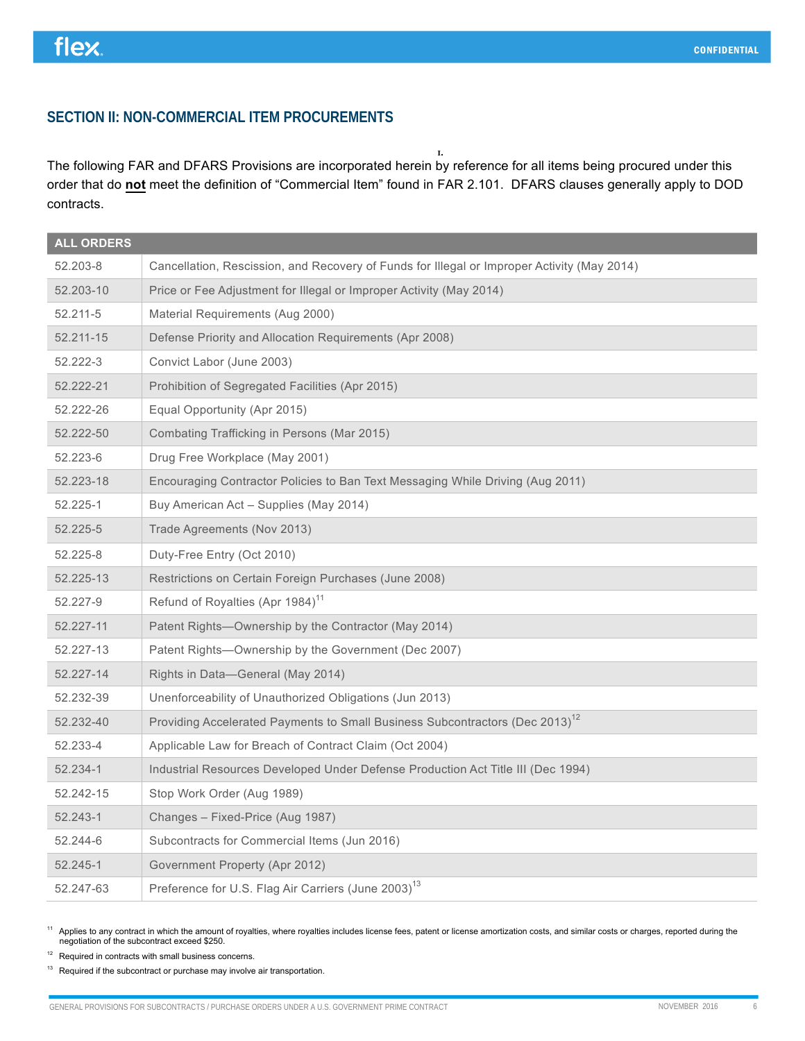## SECTION II: NON-COMMERCIAL ITEM PROCUREMENTS

The following FAR and DFARS Provisions are incorporated herein by reference for all items being procured under this order that do **not** meet the definition of "Commercial Item" found in FAR 2.101. DFARS clauses generally apply to DOD contracts.

| ALL ORDERS | |
|---|---|
| 52.203-8 | Cancellation, Rescission, and Recovery of Funds for Illegal or Improper Activity (May 2014) |
| 52.203-10 | Price or Fee Adjustment for Illegal or Improper Activity (May 2014) |
| 52.211-5 | Material Requirements (Aug 2000) |
| 52.211-15 | Defense Priority and Allocation Requirements (Apr 2008) |
| 52.222-3 | Convict Labor (June 2003) |
| 52.222-21 | Prohibition of Segregated Facilities (Apr 2015) |
| 52.222-26 | Equal Opportunity (Apr 2015) |
| 52.222-50 | Combating Trafficking in Persons (Mar 2015) |
| 52.223-6 | Drug Free Workplace (May 2001) |
| 52.223-18 | Encouraging Contractor Policies to Ban Text Messaging While Driving (Aug 2011) |
| 52.225-1 | Buy American Act – Supplies (May 2014) |
| 52.225-5 | Trade Agreements (Nov 2013) |
| 52.225-8 | Duty-Free Entry (Oct 2010) |
| 52.225-13 | Restrictions on Certain Foreign Purchases (June 2008) |
| 52.227-9 | Refund of Royalties (Apr 1984)[11] |
| 52.227-11 | Patent Rights—Ownership by the Contractor (May 2014) |
| 52.227-13 | Patent Rights—Ownership by the Government (Dec 2007) |
| 52.227-14 | Rights in Data—General (May 2014) |
| 52.232-39 | Unenforceability of Unauthorized Obligations (Jun 2013) |
| 52.232-40 | Providing Accelerated Payments to Small Business Subcontractors (Dec 2013)[12] |
| 52.233-4 | Applicable Law for Breach of Contract Claim (Oct 2004) |
| 52.234-1 | Industrial Resources Developed Under Defense Production Act Title III (Dec 1994) |
| 52.242-15 | Stop Work Order (Aug 1989) |
| 52.243-1 | Changes – Fixed-Price (Aug 1987) |
| 52.244-6 | Subcontracts for Commercial Items (Jun 2016) |
| 52.245-1 | Government Property (Apr 2012) |
| 52.247-63 | Preference for U.S. Flag Air Carriers (June 2003)[13] |

[11] Applies to any contract in which the amount of royalties, where royalties includes license fees, patent or license amortization costs, and similar costs or charges, reported during the negotiation of the subcontract exceed $250.

[12] Required in contracts with small business concerns.

[13] Required if the subcontract or purchase may involve air transportation.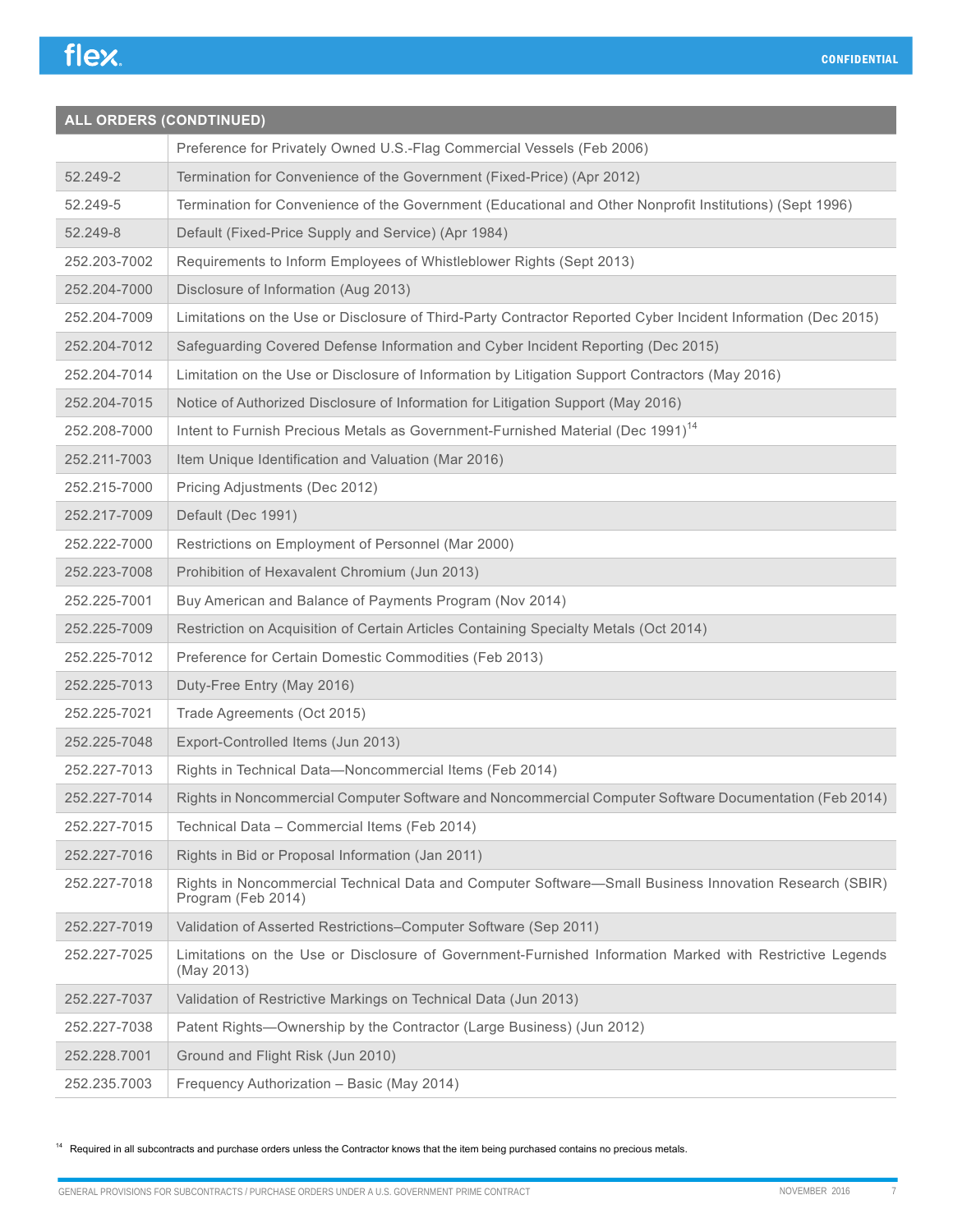| ALL ORDERS (CONDTINUED) | |
|---|---|
| | Preference for Privately Owned U.S.-Flag Commercial Vessels (Feb 2006) |
| 52.249-2 | Termination for Convenience of the Government (Fixed-Price) (Apr 2012) |
| 52.249-5 | Termination for Convenience of the Government (Educational and Other Nonprofit Institutions) (Sept 1996) |
| 52.249-8 | Default (Fixed-Price Supply and Service) (Apr 1984) |
| 252.203-7002 | Requirements to Inform Employees of Whistleblower Rights (Sept 2013) |
| 252.204-7000 | Disclosure of Information (Aug 2013) |
| 252.204-7009 | Limitations on the Use or Disclosure of Third-Party Contractor Reported Cyber Incident Information (Dec 2015) |
| 252.204-7012 | Safeguarding Covered Defense Information and Cyber Incident Reporting (Dec 2015) |
| 252.204-7014 | Limitation on the Use or Disclosure of Information by Litigation Support Contractors (May 2016) |
| 252.204-7015 | Notice of Authorized Disclosure of Information for Litigation Support (May 2016) |
| 252.208-7000 | Intent to Furnish Precious Metals as Government-Furnished Material (Dec 1991)[14] |
| 252.211-7003 | Item Unique Identification and Valuation (Mar 2016) |
| 252.215-7000 | Pricing Adjustments (Dec 2012) |
| 252.217-7009 | Default (Dec 1991) |
| 252.222-7000 | Restrictions on Employment of Personnel (Mar 2000) |
| 252.223-7008 | Prohibition of Hexavalent Chromium (Jun 2013) |
| 252.225-7001 | Buy American and Balance of Payments Program (Nov 2014) |
| 252.225-7009 | Restriction on Acquisition of Certain Articles Containing Specialty Metals (Oct 2014) |
| 252.225-7012 | Preference for Certain Domestic Commodities (Feb 2013) |
| 252.225-7013 | Duty-Free Entry (May 2016) |
| 252.225-7021 | Trade Agreements (Oct 2015) |
| 252.225-7048 | Export-Controlled Items (Jun 2013) |
| 252.227-7013 | Rights in Technical Data—Noncommercial Items (Feb 2014) |
| 252.227-7014 | Rights in Noncommercial Computer Software and Noncommercial Computer Software Documentation (Feb 2014) |
| 252.227-7015 | Technical Data – Commercial Items (Feb 2014) |
| 252.227-7016 | Rights in Bid or Proposal Information (Jan 2011) |
| 252.227-7018 | Rights in Noncommercial Technical Data and Computer Software—Small Business Innovation Research (SBIR) Program (Feb 2014) |
| 252.227-7019 | Validation of Asserted Restrictions–Computer Software (Sep 2011) |
| 252.227-7025 | Limitations on the Use or Disclosure of Government-Furnished Information Marked with Restrictive Legends (May 2013) |
| 252.227-7037 | Validation of Restrictive Markings on Technical Data (Jun 2013) |
| 252.227-7038 | Patent Rights—Ownership by the Contractor (Large Business) (Jun 2012) |
| 252.228.7001 | Ground and Flight Risk (Jun 2010) |
| 252.235.7003 | Frequency Authorization – Basic (May 2014) |

[14] Required in all subcontracts and purchase orders unless the Contractor knows that the item being purchased contains no precious metals.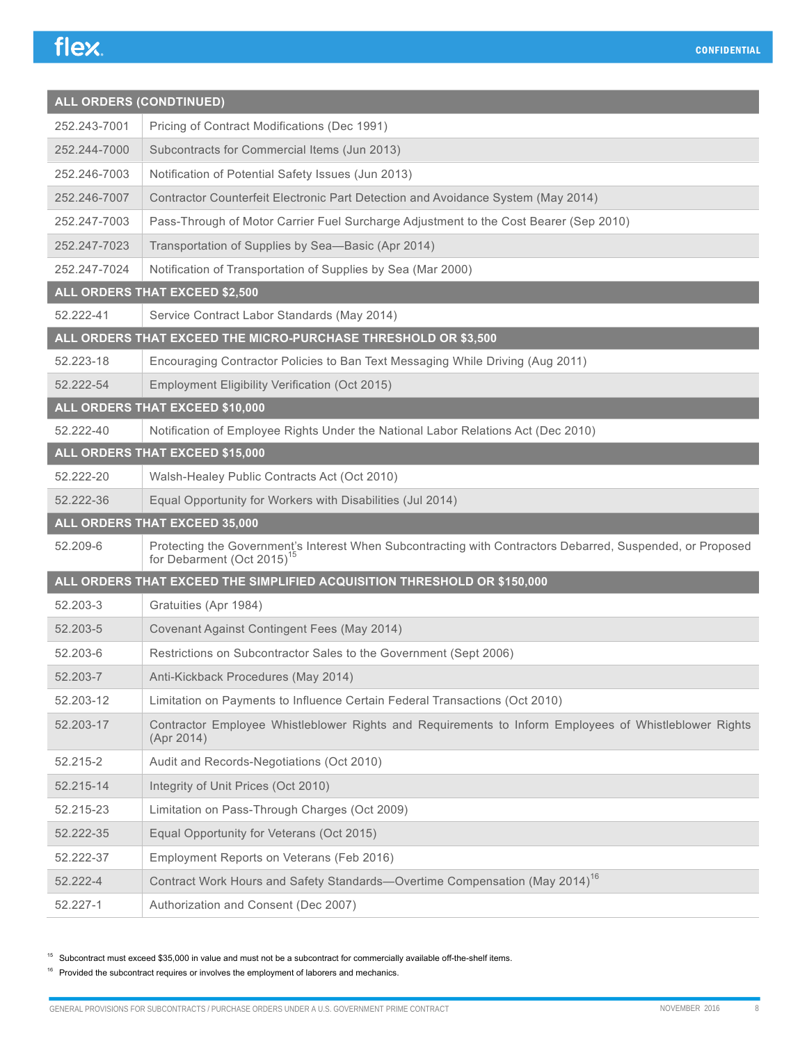| ALL ORDERS (CONDTINUED) | |
|---|---|
| 252.243-7001 | Pricing of Contract Modifications (Dec 1991) |
| 252.244-7000 | Subcontracts for Commercial Items (Jun 2013) |
| 252.246-7003 | Notification of Potential Safety Issues (Jun 2013) |
| 252.246-7007 | Contractor Counterfeit Electronic Part Detection and Avoidance System (May 2014) |
| 252.247-7003 | Pass-Through of Motor Carrier Fuel Surcharge Adjustment to the Cost Bearer (Sep 2010) |
| 252.247-7023 | Transportation of Supplies by Sea—Basic (Apr 2014) |
| 252.247-7024 | Notification of Transportation of Supplies by Sea (Mar 2000) |
| **ALL ORDERS THAT EXCEED $2,500** | |
| 52.222-41 | Service Contract Labor Standards (May 2014) |
| **ALL ORDERS THAT EXCEED THE MICRO-PURCHASE THRESHOLD OR $3,500** | |
| 52.223-18 | Encouraging Contractor Policies to Ban Text Messaging While Driving (Aug 2011) |
| 52.222-54 | Employment Eligibility Verification (Oct 2015) |
| **ALL ORDERS THAT EXCEED $10,000** | |
| 52.222-40 | Notification of Employee Rights Under the National Labor Relations Act (Dec 2010) |
| **ALL ORDERS THAT EXCEED $15,000** | |
| 52.222-20 | Walsh-Healey Public Contracts Act (Oct 2010) |
| 52.222-36 | Equal Opportunity for Workers with Disabilities (Jul 2014) |
| **ALL ORDERS THAT EXCEED 35,000** | |
| 52.209-6 | Protecting the Government's Interest When Subcontracting with Contractors Debarred, Suspended, or Proposed for Debarment (Oct 2015)[15] |
| **ALL ORDERS THAT EXCEED THE SIMPLIFIED ACQUISITION THRESHOLD OR $150,000** | |
| 52.203-3 | Gratuities (Apr 1984) |
| 52.203-5 | Covenant Against Contingent Fees (May 2014) |
| 52.203-6 | Restrictions on Subcontractor Sales to the Government (Sept 2006) |
| 52.203-7 | Anti-Kickback Procedures (May 2014) |
| 52.203-12 | Limitation on Payments to Influence Certain Federal Transactions (Oct 2010) |
| 52.203-17 | Contractor Employee Whistleblower Rights and Requirements to Inform Employees of Whistleblower Rights (Apr 2014) |
| 52.215-2 | Audit and Records-Negotiations (Oct 2010) |
| 52.215-14 | Integrity of Unit Prices (Oct 2010) |
| 52.215-23 | Limitation on Pass-Through Charges (Oct 2009) |
| 52.222-35 | Equal Opportunity for Veterans (Oct 2015) |
| 52.222-37 | Employment Reports on Veterans (Feb 2016) |
| 52.222-4 | Contract Work Hours and Safety Standards—Overtime Compensation (May 2014)[16] |
| 52.227-1 | Authorization and Consent (Dec 2007) |

[15] Subcontract must exceed $35,000 in value and must not be a subcontract for commercially available off-the-shelf items.

[16] Provided the subcontract requires or involves the employment of laborers and mechanics.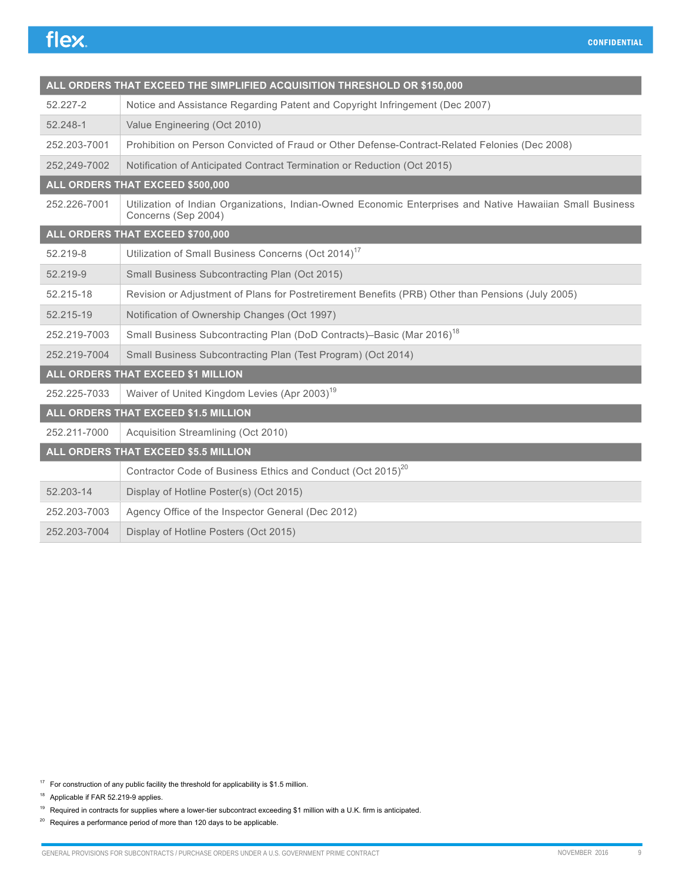| ALL ORDERS THAT EXCEED THE SIMPLIFIED ACQUISITION THRESHOLD OR $150,000 | |
|---|---|
| 52.227-2 | Notice and Assistance Regarding Patent and Copyright Infringement (Dec 2007) |
| 52.248-1 | Value Engineering (Oct 2010) |
| 252.203-7001 | Prohibition on Person Convicted of Fraud or Other Defense-Contract-Related Felonies (Dec 2008) |
| 252,249-7002 | Notification of Anticipated Contract Termination or Reduction (Oct 2015) |
| **ALL ORDERS THAT EXCEED $500,000** | |
| 252.226-7001 | Utilization of Indian Organizations, Indian-Owned Economic Enterprises and Native Hawaiian Small Business Concerns (Sep 2004) |
| **ALL ORDERS THAT EXCEED $700,000** | |
| 52.219-8 | Utilization of Small Business Concerns (Oct 2014)[17] |
| 52.219-9 | Small Business Subcontracting Plan (Oct 2015) |
| 52.215-18 | Revision or Adjustment of Plans for Postretirement Benefits (PRB) Other than Pensions (July 2005) |
| 52.215-19 | Notification of Ownership Changes (Oct 1997) |
| 252.219-7003 | Small Business Subcontracting Plan (DoD Contracts)–Basic (Mar 2016)[18] |
| 252.219-7004 | Small Business Subcontracting Plan (Test Program) (Oct 2014) |
| **ALL ORDERS THAT EXCEED $1 MILLION** | |
| 252.225-7033 | Waiver of United Kingdom Levies (Apr 2003)[19] |
| **ALL ORDERS THAT EXCEED $1.5 MILLION** | |
| 252.211-7000 | Acquisition Streamlining (Oct 2010) |
| **ALL ORDERS THAT EXCEED $5.5 MILLION** | |
| | Contractor Code of Business Ethics and Conduct (Oct 2015)[20] |
| 52.203-14 | Display of Hotline Poster(s) (Oct 2015) |
| 252.203-7003 | Agency Office of the Inspector General (Dec 2012) |
| 252.203-7004 | Display of Hotline Posters (Oct 2015) |

[17] For construction of any public facility the threshold for applicability is $1.5 million.

[18] Applicable if FAR 52.219-9 applies.

[19] Required in contracts for supplies where a lower-tier subcontract exceeding $1 million with a U.K. firm is anticipated.

[20] Requires a performance period of more than 120 days to be applicable.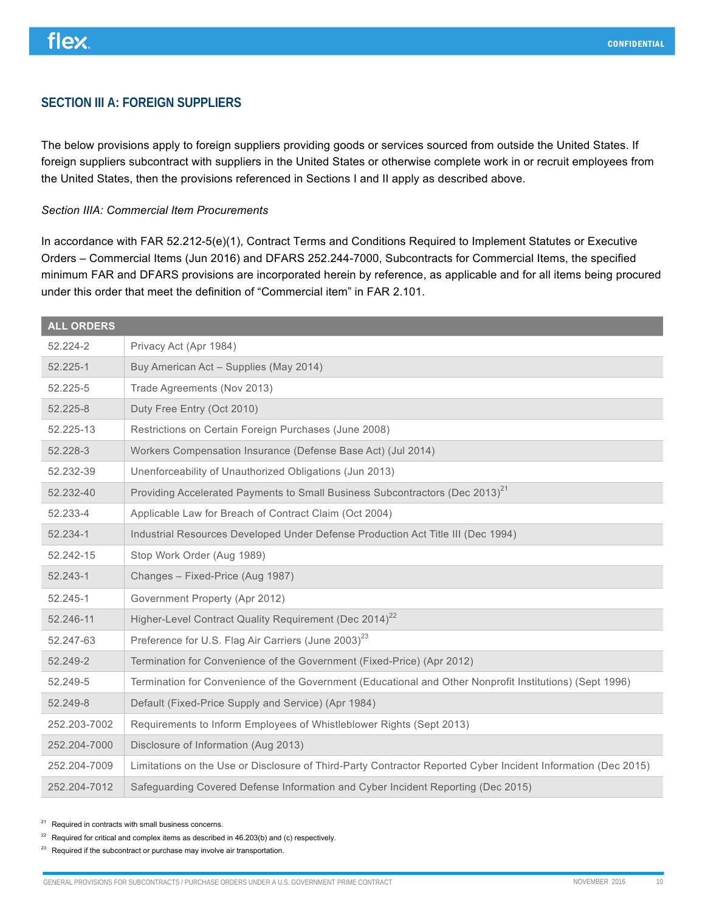## SECTION III A: FOREIGN SUPPLIERS

The below provisions apply to foreign suppliers providing goods or services sourced from outside the United States. If foreign suppliers subcontract with suppliers in the United States or otherwise complete work in or recruit employees from the United States, then the provisions referenced in Sections I and II apply as described above.

*Section IIIA: Commercial Item Procurements*

In accordance with FAR 52.212-5(e)(1), Contract Terms and Conditions Required to Implement Statutes or Executive Orders – Commercial Items (Jun 2016) and DFARS 252.244-7000, Subcontracts for Commercial Items, the specified minimum FAR and DFARS provisions are incorporated herein by reference, as applicable and for all items being procured under this order that meet the definition of "Commercial item" in FAR 2.101.

| ALL ORDERS | |
|---|---|
| 52.224-2 | Privacy Act (Apr 1984) |
| 52.225-1 | Buy American Act – Supplies (May 2014) |
| 52.225-5 | Trade Agreements (Nov 2013) |
| 52.225-8 | Duty Free Entry (Oct 2010) |
| 52.225-13 | Restrictions on Certain Foreign Purchases (June 2008) |
| 52.228-3 | Workers Compensation Insurance (Defense Base Act) (Jul 2014) |
| 52.232-39 | Unenforceability of Unauthorized Obligations (Jun 2013) |
| 52.232-40 | Providing Accelerated Payments to Small Business Subcontractors (Dec 2013)[21] |
| 52.233-4 | Applicable Law for Breach of Contract Claim (Oct 2004) |
| 52.234-1 | Industrial Resources Developed Under Defense Production Act Title III (Dec 1994) |
| 52.242-15 | Stop Work Order (Aug 1989) |
| 52.243-1 | Changes – Fixed-Price (Aug 1987) |
| 52.245-1 | Government Property (Apr 2012) |
| 52.246-11 | Higher-Level Contract Quality Requirement (Dec 2014)[22] |
| 52.247-63 | Preference for U.S. Flag Air Carriers (June 2003)[23] |
| 52.249-2 | Termination for Convenience of the Government (Fixed-Price) (Apr 2012) |
| 52.249-5 | Termination for Convenience of the Government (Educational and Other Nonprofit Institutions) (Sept 1996) |
| 52.249-8 | Default (Fixed-Price Supply and Service) (Apr 1984) |
| 252.203-7002 | Requirements to Inform Employees of Whistleblower Rights (Sept 2013) |
| 252.204-7000 | Disclosure of Information (Aug 2013) |
| 252.204-7009 | Limitations on the Use or Disclosure of Third-Party Contractor Reported Cyber Incident Information (Dec 2015) |
| 252.204-7012 | Safeguarding Covered Defense Information and Cyber Incident Reporting (Dec 2015) |

[21] Required in contracts with small business concerns.

[22] Required for critical and complex items as described in 46.203(b) and (c) respectively.

[23] Required if the subcontract or purchase may involve air transportation.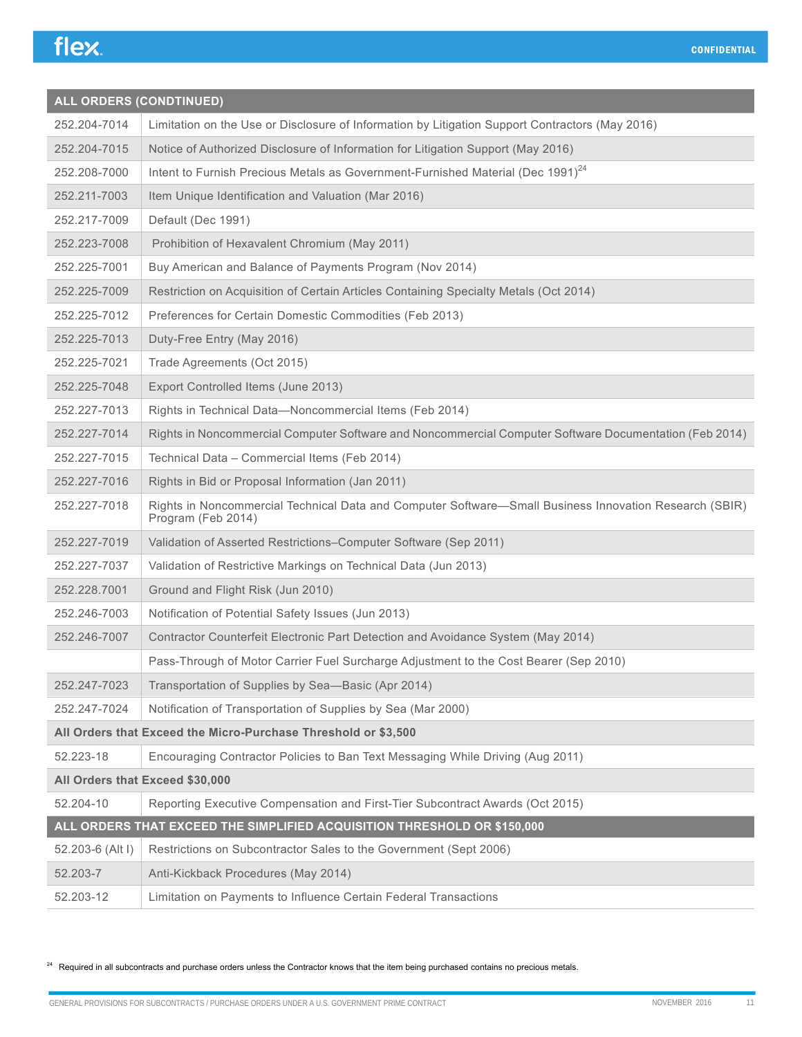| ALL ORDERS (CONDTINUED) | |
|---|---|
| 252.204-7014 | Limitation on the Use or Disclosure of Information by Litigation Support Contractors (May 2016) |
| 252.204-7015 | Notice of Authorized Disclosure of Information for Litigation Support (May 2016) |
| 252.208-7000 | Intent to Furnish Precious Metals as Government-Furnished Material (Dec 1991)[24] |
| 252.211-7003 | Item Unique Identification and Valuation (Mar 2016) |
| 252.217-7009 | Default (Dec 1991) |
| 252.223-7008 | Prohibition of Hexavalent Chromium (May 2011) |
| 252.225-7001 | Buy American and Balance of Payments Program (Nov 2014) |
| 252.225-7009 | Restriction on Acquisition of Certain Articles Containing Specialty Metals (Oct 2014) |
| 252.225-7012 | Preferences for Certain Domestic Commodities (Feb 2013) |
| 252.225-7013 | Duty-Free Entry (May 2016) |
| 252.225-7021 | Trade Agreements (Oct 2015) |
| 252.225-7048 | Export Controlled Items (June 2013) |
| 252.227-7013 | Rights in Technical Data—Noncommercial Items (Feb 2014) |
| 252.227-7014 | Rights in Noncommercial Computer Software and Noncommercial Computer Software Documentation (Feb 2014) |
| 252.227-7015 | Technical Data – Commercial Items (Feb 2014) |
| 252.227-7016 | Rights in Bid or Proposal Information (Jan 2011) |
| 252.227-7018 | Rights in Noncommercial Technical Data and Computer Software—Small Business Innovation Research (SBIR) Program (Feb 2014) |
| 252.227-7019 | Validation of Asserted Restrictions–Computer Software (Sep 2011) |
| 252.227-7037 | Validation of Restrictive Markings on Technical Data (Jun 2013) |
| 252.228.7001 | Ground and Flight Risk (Jun 2010) |
| 252.246-7003 | Notification of Potential Safety Issues (Jun 2013) |
| 252.246-7007 | Contractor Counterfeit Electronic Part Detection and Avoidance System (May 2014) |
| | Pass-Through of Motor Carrier Fuel Surcharge Adjustment to the Cost Bearer (Sep 2010) |
| 252.247-7023 | Transportation of Supplies by Sea—Basic (Apr 2014) |
| 252.247-7024 | Notification of Transportation of Supplies by Sea (Mar 2000) |
| **All Orders that Exceed the Micro-Purchase Threshold or $3,500** | |
| 52.223-18 | Encouraging Contractor Policies to Ban Text Messaging While Driving (Aug 2011) |
| **All Orders that Exceed $30,000** | |
| 52.204-10 | Reporting Executive Compensation and First-Tier Subcontract Awards (Oct 2015) |
| **ALL ORDERS THAT EXCEED THE SIMPLIFIED ACQUISITION THRESHOLD OR $150,000** | |
| 52.203-6 (Alt I) | Restrictions on Subcontractor Sales to the Government (Sept 2006) |
| 52.203-7 | Anti-Kickback Procedures (May 2014) |
| 52.203-12 | Limitation on Payments to Influence Certain Federal Transactions |

[24] Required in all subcontracts and purchase orders unless the Contractor knows that the item being purchased contains no precious metals.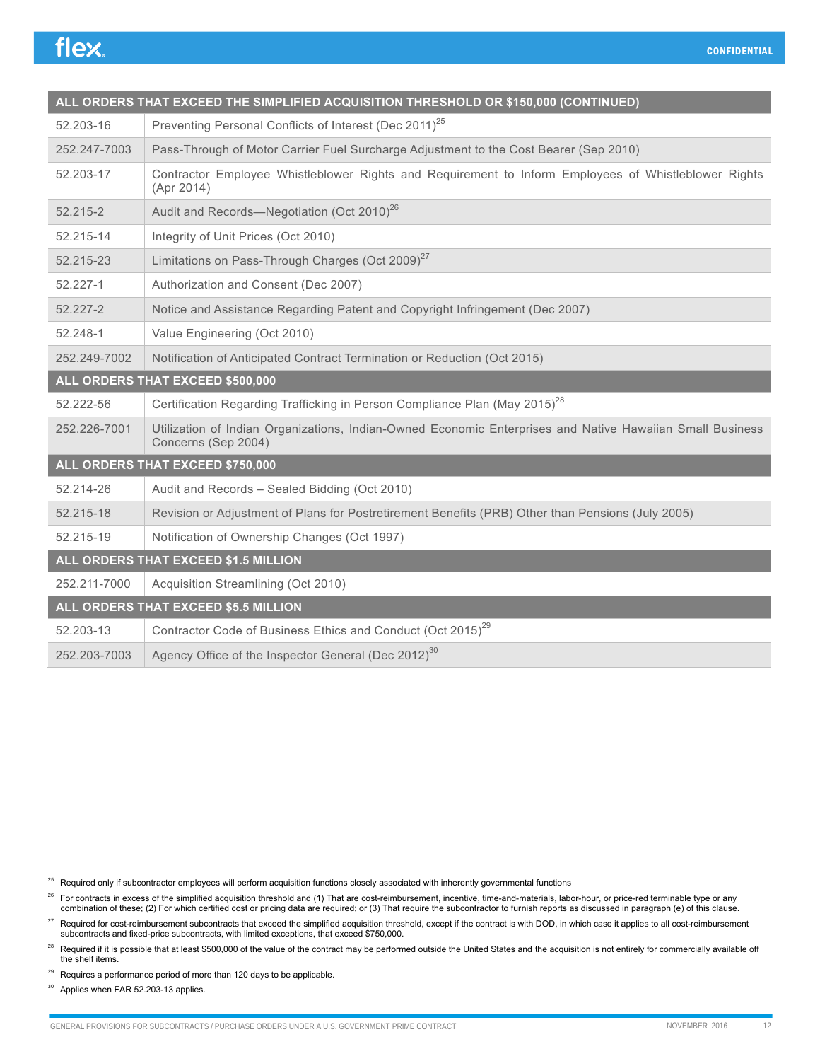| ALL ORDERS THAT EXCEED THE SIMPLIFIED ACQUISITION THRESHOLD OR $150,000 (CONTINUED) | |
|---|---|
| 52.203-16 | Preventing Personal Conflicts of Interest (Dec 2011)[25] |
| 252.247-7003 | Pass-Through of Motor Carrier Fuel Surcharge Adjustment to the Cost Bearer (Sep 2010) |
| 52.203-17 | Contractor Employee Whistleblower Rights and Requirement to Inform Employees of Whistleblower Rights (Apr 2014) |
| 52.215-2 | Audit and Records—Negotiation (Oct 2010)[26] |
| 52.215-14 | Integrity of Unit Prices (Oct 2010) |
| 52.215-23 | Limitations on Pass-Through Charges (Oct 2009)[27] |
| 52.227-1 | Authorization and Consent (Dec 2007) |
| 52.227-2 | Notice and Assistance Regarding Patent and Copyright Infringement (Dec 2007) |
| 52.248-1 | Value Engineering (Oct 2010) |
| 252.249-7002 | Notification of Anticipated Contract Termination or Reduction (Oct 2015) |
| **ALL ORDERS THAT EXCEED $500,000** | |
| 52.222-56 | Certification Regarding Trafficking in Person Compliance Plan (May 2015)[28] |
| 252.226-7001 | Utilization of Indian Organizations, Indian-Owned Economic Enterprises and Native Hawaiian Small Business Concerns (Sep 2004) |
| **ALL ORDERS THAT EXCEED $750,000** | |
| 52.214-26 | Audit and Records – Sealed Bidding (Oct 2010) |
| 52.215-18 | Revision or Adjustment of Plans for Postretirement Benefits (PRB) Other than Pensions (July 2005) |
| 52.215-19 | Notification of Ownership Changes (Oct 1997) |
| **ALL ORDERS THAT EXCEED $1.5 MILLION** | |
| 252.211-7000 | Acquisition Streamlining (Oct 2010) |
| **ALL ORDERS THAT EXCEED $5.5 MILLION** | |
| 52.203-13 | Contractor Code of Business Ethics and Conduct (Oct 2015)[29] |
| 252.203-7003 | Agency Office of the Inspector General (Dec 2012)[30] |

[25] Required only if subcontractor employees will perform acquisition functions closely associated with inherently governmental functions

[26] For contracts in excess of the simplified acquisition threshold and (1) That are cost-reimbursement, incentive, time-and-materials, labor-hour, or price-red terminable type or any combination of these; (2) For which certified cost or pricing data are required; or (3) That require the subcontractor to furnish reports as discussed in paragraph (e) of this clause.

[27] Required for cost-reimbursement subcontracts that exceed the simplified acquisition threshold, except if the contract is with DOD, in which case it applies to all cost-reimbursement subcontracts and fixed-price subcontracts, with limited exceptions, that exceed $750,000.

[28] Required if it is possible that at least $500,000 of the value of the contract may be performed outside the United States and the acquisition is not entirely for commercially available off the shelf items.

[29] Requires a performance period of more than 120 days to be applicable.

[30] Applies when FAR 52.203-13 applies.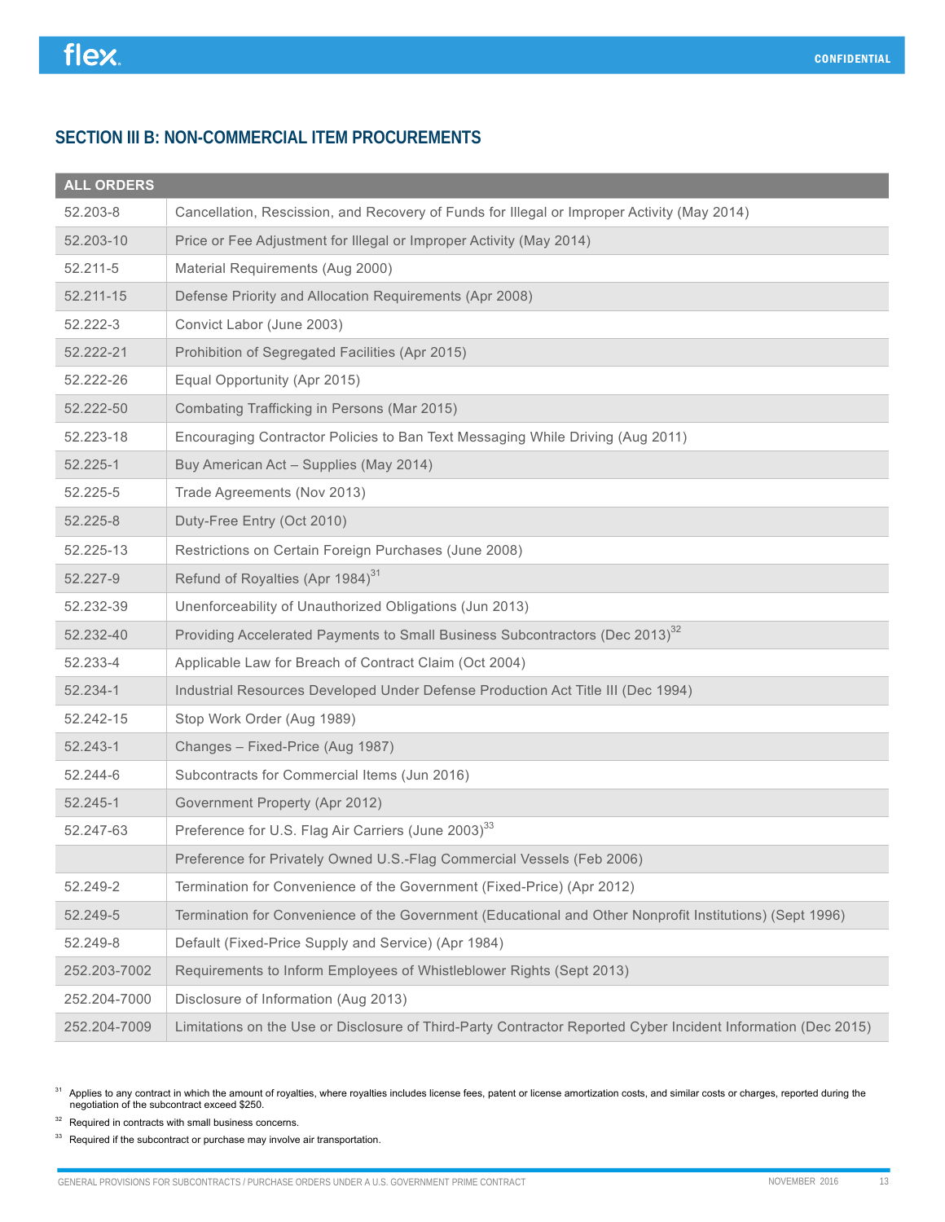## SECTION III B: NON-COMMERCIAL ITEM PROCUREMENTS

| ALL ORDERS | |
|---|---|
| 52.203-8 | Cancellation, Rescission, and Recovery of Funds for Illegal or Improper Activity (May 2014) |
| 52.203-10 | Price or Fee Adjustment for Illegal or Improper Activity (May 2014) |
| 52.211-5 | Material Requirements (Aug 2000) |
| 52.211-15 | Defense Priority and Allocation Requirements (Apr 2008) |
| 52.222-3 | Convict Labor (June 2003) |
| 52.222-21 | Prohibition of Segregated Facilities (Apr 2015) |
| 52.222-26 | Equal Opportunity (Apr 2015) |
| 52.222-50 | Combating Trafficking in Persons (Mar 2015) |
| 52.223-18 | Encouraging Contractor Policies to Ban Text Messaging While Driving (Aug 2011) |
| 52.225-1 | Buy American Act – Supplies (May 2014) |
| 52.225-5 | Trade Agreements (Nov 2013) |
| 52.225-8 | Duty-Free Entry (Oct 2010) |
| 52.225-13 | Restrictions on Certain Foreign Purchases (June 2008) |
| 52.227-9 | Refund of Royalties (Apr 1984)[31] |
| 52.232-39 | Unenforceability of Unauthorized Obligations (Jun 2013) |
| 52.232-40 | Providing Accelerated Payments to Small Business Subcontractors (Dec 2013)[32] |
| 52.233-4 | Applicable Law for Breach of Contract Claim (Oct 2004) |
| 52.234-1 | Industrial Resources Developed Under Defense Production Act Title III (Dec 1994) |
| 52.242-15 | Stop Work Order (Aug 1989) |
| 52.243-1 | Changes – Fixed-Price (Aug 1987) |
| 52.244-6 | Subcontracts for Commercial Items (Jun 2016) |
| 52.245-1 | Government Property (Apr 2012) |
| 52.247-63 | Preference for U.S. Flag Air Carriers (June 2003)[33] |
| | Preference for Privately Owned U.S.-Flag Commercial Vessels (Feb 2006) |
| 52.249-2 | Termination for Convenience of the Government (Fixed-Price) (Apr 2012) |
| 52.249-5 | Termination for Convenience of the Government (Educational and Other Nonprofit Institutions) (Sept 1996) |
| 52.249-8 | Default (Fixed-Price Supply and Service) (Apr 1984) |
| 252.203-7002 | Requirements to Inform Employees of Whistleblower Rights (Sept 2013) |
| 252.204-7000 | Disclosure of Information (Aug 2013) |
| 252.204-7009 | Limitations on the Use or Disclosure of Third-Party Contractor Reported Cyber Incident Information (Dec 2015) |

[31] Applies to any contract in which the amount of royalties, where royalties includes license fees, patent or license amortization costs, and similar costs or charges, reported during the negotiation of the subcontract exceed $250.

[32] Required in contracts with small business concerns.

[33] Required if the subcontract or purchase may involve air transportation.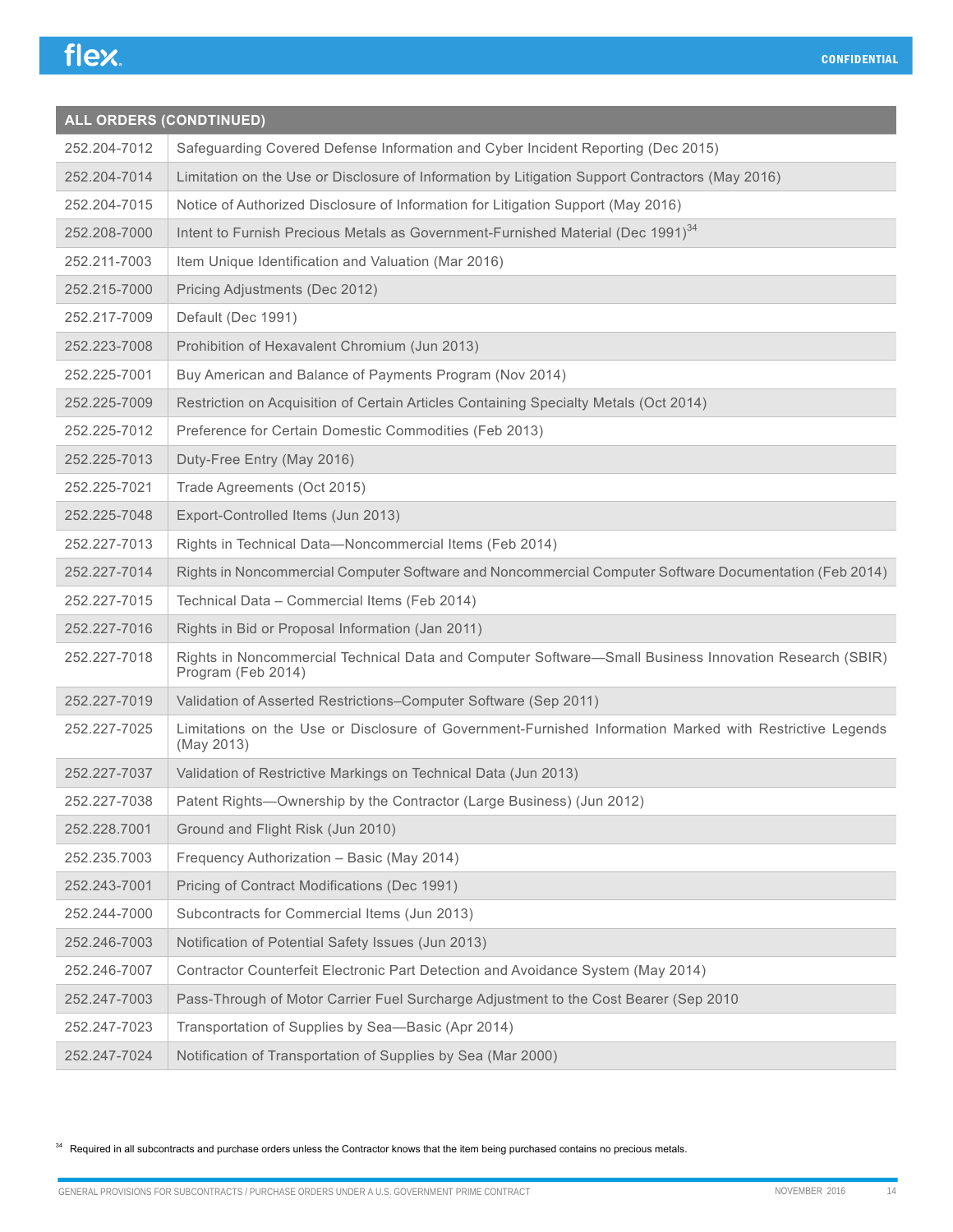| ALL ORDERS (CONDTINUED) | |
|---|---|
| 252.204-7012 | Safeguarding Covered Defense Information and Cyber Incident Reporting (Dec 2015) |
| 252.204-7014 | Limitation on the Use or Disclosure of Information by Litigation Support Contractors (May 2016) |
| 252.204-7015 | Notice of Authorized Disclosure of Information for Litigation Support (May 2016) |
| 252.208-7000 | Intent to Furnish Precious Metals as Government-Furnished Material (Dec 1991)[34] |
| 252.211-7003 | Item Unique Identification and Valuation (Mar 2016) |
| 252.215-7000 | Pricing Adjustments (Dec 2012) |
| 252.217-7009 | Default (Dec 1991) |
| 252.223-7008 | Prohibition of Hexavalent Chromium (Jun 2013) |
| 252.225-7001 | Buy American and Balance of Payments Program (Nov 2014) |
| 252.225-7009 | Restriction on Acquisition of Certain Articles Containing Specialty Metals (Oct 2014) |
| 252.225-7012 | Preference for Certain Domestic Commodities (Feb 2013) |
| 252.225-7013 | Duty-Free Entry (May 2016) |
| 252.225-7021 | Trade Agreements (Oct 2015) |
| 252.225-7048 | Export-Controlled Items (Jun 2013) |
| 252.227-7013 | Rights in Technical Data—Noncommercial Items (Feb 2014) |
| 252.227-7014 | Rights in Noncommercial Computer Software and Noncommercial Computer Software Documentation (Feb 2014) |
| 252.227-7015 | Technical Data – Commercial Items (Feb 2014) |
| 252.227-7016 | Rights in Bid or Proposal Information (Jan 2011) |
| 252.227-7018 | Rights in Noncommercial Technical Data and Computer Software—Small Business Innovation Research (SBIR) Program (Feb 2014) |
| 252.227-7019 | Validation of Asserted Restrictions–Computer Software (Sep 2011) |
| 252.227-7025 | Limitations on the Use or Disclosure of Government-Furnished Information Marked with Restrictive Legends (May 2013) |
| 252.227-7037 | Validation of Restrictive Markings on Technical Data (Jun 2013) |
| 252.227-7038 | Patent Rights—Ownership by the Contractor (Large Business) (Jun 2012) |
| 252.228.7001 | Ground and Flight Risk (Jun 2010) |
| 252.235.7003 | Frequency Authorization – Basic (May 2014) |
| 252.243-7001 | Pricing of Contract Modifications (Dec 1991) |
| 252.244-7000 | Subcontracts for Commercial Items (Jun 2013) |
| 252.246-7003 | Notification of Potential Safety Issues (Jun 2013) |
| 252.246-7007 | Contractor Counterfeit Electronic Part Detection and Avoidance System (May 2014) |
| 252.247-7003 | Pass-Through of Motor Carrier Fuel Surcharge Adjustment to the Cost Bearer (Sep 2010 |
| 252.247-7023 | Transportation of Supplies by Sea—Basic (Apr 2014) |
| 252.247-7024 | Notification of Transportation of Supplies by Sea (Mar 2000) |

[34] Required in all subcontracts and purchase orders unless the Contractor knows that the item being purchased contains no precious metals.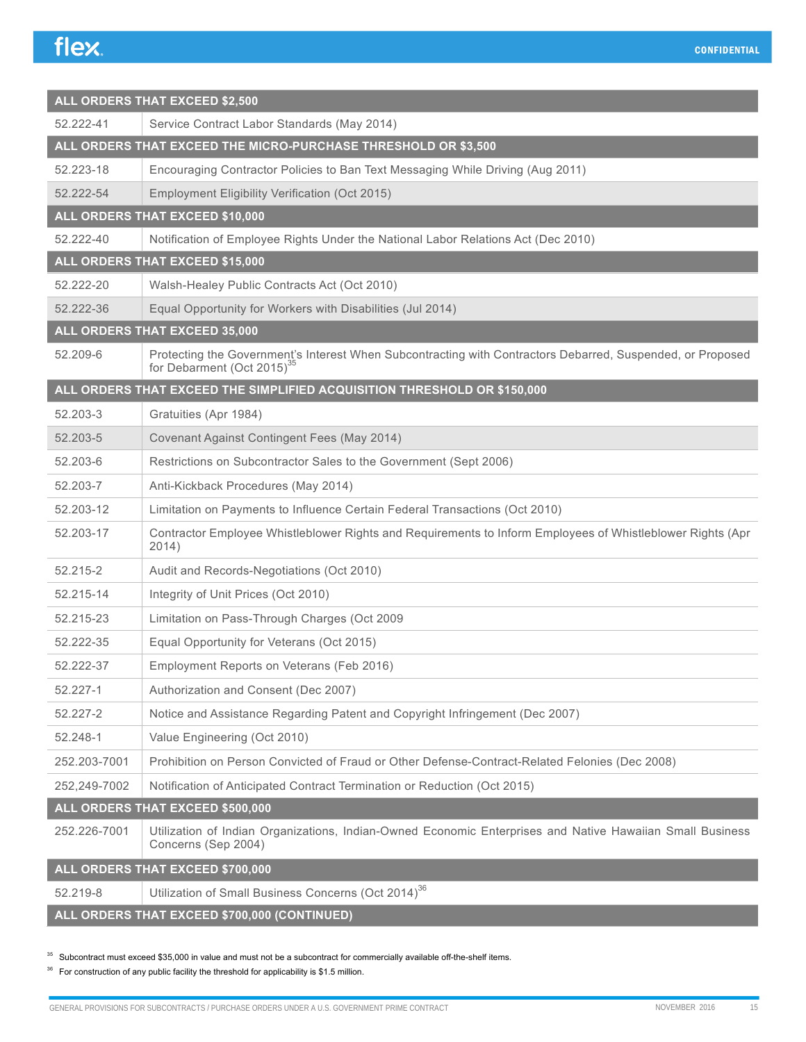| ALL ORDERS THAT EXCEED $2,500 | |
|---|---|
| 52.222-41 | Service Contract Labor Standards (May 2014) |
| **ALL ORDERS THAT EXCEED THE MICRO-PURCHASE THRESHOLD OR $3,500** | |
| 52.223-18 | Encouraging Contractor Policies to Ban Text Messaging While Driving (Aug 2011) |
| 52.222-54 | Employment Eligibility Verification (Oct 2015) |
| **ALL ORDERS THAT EXCEED $10,000** | |
| 52.222-40 | Notification of Employee Rights Under the National Labor Relations Act (Dec 2010) |
| **ALL ORDERS THAT EXCEED $15,000** | |
| 52.222-20 | Walsh-Healey Public Contracts Act (Oct 2010) |
| 52.222-36 | Equal Opportunity for Workers with Disabilities (Jul 2014) |
| **ALL ORDERS THAT EXCEED 35,000** | |
| 52.209-6 | Protecting the Government's Interest When Subcontracting with Contractors Debarred, Suspended, or Proposed for Debarment (Oct 2015)[35] |
| **ALL ORDERS THAT EXCEED THE SIMPLIFIED ACQUISITION THRESHOLD OR $150,000** | |
| 52.203-3 | Gratuities (Apr 1984) |
| 52.203-5 | Covenant Against Contingent Fees (May 2014) |
| 52.203-6 | Restrictions on Subcontractor Sales to the Government (Sept 2006) |
| 52.203-7 | Anti-Kickback Procedures (May 2014) |
| 52.203-12 | Limitation on Payments to Influence Certain Federal Transactions (Oct 2010) |
| 52.203-17 | Contractor Employee Whistleblower Rights and Requirements to Inform Employees of Whistleblower Rights (Apr 2014) |
| 52.215-2 | Audit and Records-Negotiations (Oct 2010) |
| 52.215-14 | Integrity of Unit Prices (Oct 2010) |
| 52.215-23 | Limitation on Pass-Through Charges (Oct 2009 |
| 52.222-35 | Equal Opportunity for Veterans (Oct 2015) |
| 52.222-37 | Employment Reports on Veterans (Feb 2016) |
| 52.227-1 | Authorization and Consent (Dec 2007) |
| 52.227-2 | Notice and Assistance Regarding Patent and Copyright Infringement (Dec 2007) |
| 52.248-1 | Value Engineering (Oct 2010) |
| 252.203-7001 | Prohibition on Person Convicted of Fraud or Other Defense-Contract-Related Felonies (Dec 2008) |
| 252,249-7002 | Notification of Anticipated Contract Termination or Reduction (Oct 2015) |
| **ALL ORDERS THAT EXCEED $500,000** | |
| 252.226-7001 | Utilization of Indian Organizations, Indian-Owned Economic Enterprises and Native Hawaiian Small Business Concerns (Sep 2004) |
| **ALL ORDERS THAT EXCEED $700,000** | |
| 52.219-8 | Utilization of Small Business Concerns (Oct 2014)[36] |
| **ALL ORDERS THAT EXCEED $700,000 (CONTINUED)** | |

[35] Subcontract must exceed $35,000 in value and must not be a subcontract for commercially available off-the-shelf items.

[36] For construction of any public facility the threshold for applicability is $1.5 million.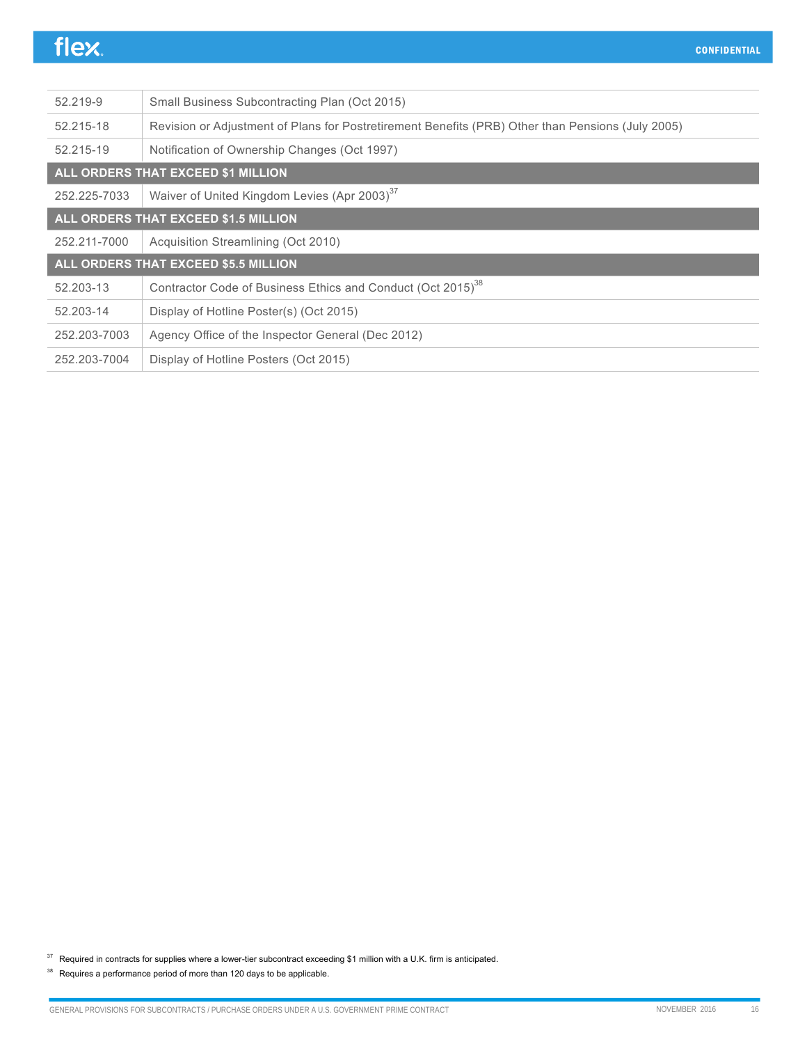| | |
|---|---|
| 52.219-9 | Small Business Subcontracting Plan (Oct 2015) |
| 52.215-18 | Revision or Adjustment of Plans for Postretirement Benefits (PRB) Other than Pensions (July 2005) |
| 52.215-19 | Notification of Ownership Changes (Oct 1997) |
| **ALL ORDERS THAT EXCEED $1 MILLION** | |
| 252.225-7033 | Waiver of United Kingdom Levies (Apr 2003)[37] |
| **ALL ORDERS THAT EXCEED $1.5 MILLION** | |
| 252.211-7000 | Acquisition Streamlining (Oct 2010) |
| **ALL ORDERS THAT EXCEED $5.5 MILLION** | |
| 52.203-13 | Contractor Code of Business Ethics and Conduct (Oct 2015)[38] |
| 52.203-14 | Display of Hotline Poster(s) (Oct 2015) |
| 252.203-7003 | Agency Office of the Inspector General (Dec 2012) |
| 252.203-7004 | Display of Hotline Posters (Oct 2015) |

[37] Required in contracts for supplies where a lower-tier subcontract exceeding $1 million with a U.K. firm is anticipated.

[38] Requires a performance period of more than 120 days to be applicable.